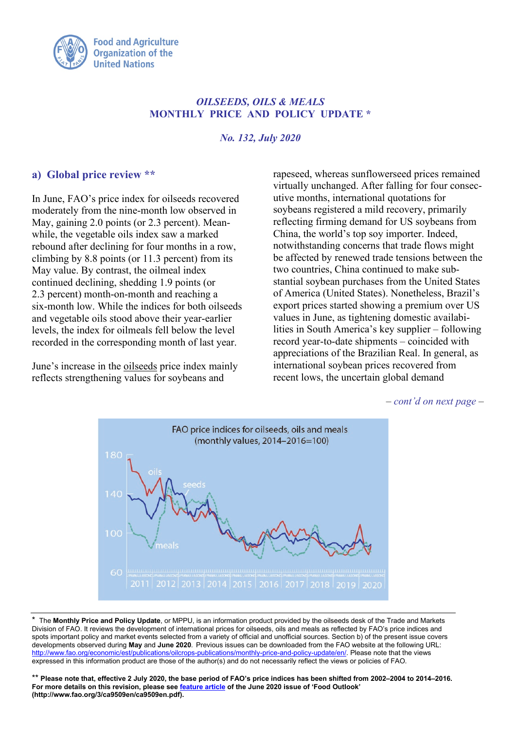Food and Agriculture Organization of the United Nations

## *OILSEEDS, OILS & MEALS*
## MONTHLY PRICE AND POLICY UPDATE *

*No. 132, July 2020*

### a) Global price review **

In June, FAO's price index for oilseeds recovered moderately from the nine-month low observed in May, gaining 2.0 points (or 2.3 percent). Meanwhile, the vegetable oils index saw a marked rebound after declining for four months in a row, climbing by 8.8 points (or 11.3 percent) from its May value. By contrast, the oilmeal index continued declining, shedding 1.9 points (or 2.3 percent) month-on-month and reaching a six-month low. While the indices for both oilseeds and vegetable oils stood above their year-earlier levels, the index for oilmeals fell below the level recorded in the corresponding month of last year.

June's increase in the oilseeds price index mainly reflects strengthening values for soybeans and rapeseed, whereas sunflowerseed prices remained virtually unchanged. After falling for four consecutive months, international quotations for soybeans registered a mild recovery, primarily reflecting firming demand for US soybeans from China, the world's top soy importer. Indeed, notwithstanding concerns that trade flows might be affected by renewed trade tensions between the two countries, China continued to make substantial soybean purchases from the United States of America (United States). Nonetheless, Brazil's export prices started showing a premium over US values in June, as tightening domestic availabilities in South America's key supplier – following record year-to-date shipments – coincided with appreciations of the Brazilian Real. In general, as international soybean prices recovered from recent lows, the uncertain global demand

*– cont'd on next page –*

FAO price indices for oilseeds, oils and meals (monthly values, 2014–2016=100)

---

\* The **Monthly Price and Policy Update**, or MPPU, is an information product provided by the oilseeds desk of the Trade and Markets Division of FAO. It reviews the development of international prices for oilseeds, oils and meals as reflected by FAO's price indices and spots important policy and market events selected from a variety of official and unofficial sources. Section b) of the present issue covers developments observed during **May** and **June 2020**. Previous issues can be downloaded from the FAO website at the following URL: http://www.fao.org/economic/est/publications/oilcrops-publications/monthly-price-and-policy-update/en/. Please note that the views expressed in this information product are those of the author(s) and do not necessarily reflect the views or policies of FAO.

\*\* **Please note that, effective 2 July 2020, the base period of FAO's price indices has been shifted from 2002–2004 to 2014–2016. For more details on this revision, please see feature article of the June 2020 issue of 'Food Outlook' (http://www.fao.org/3/ca9509en/ca9509en.pdf).**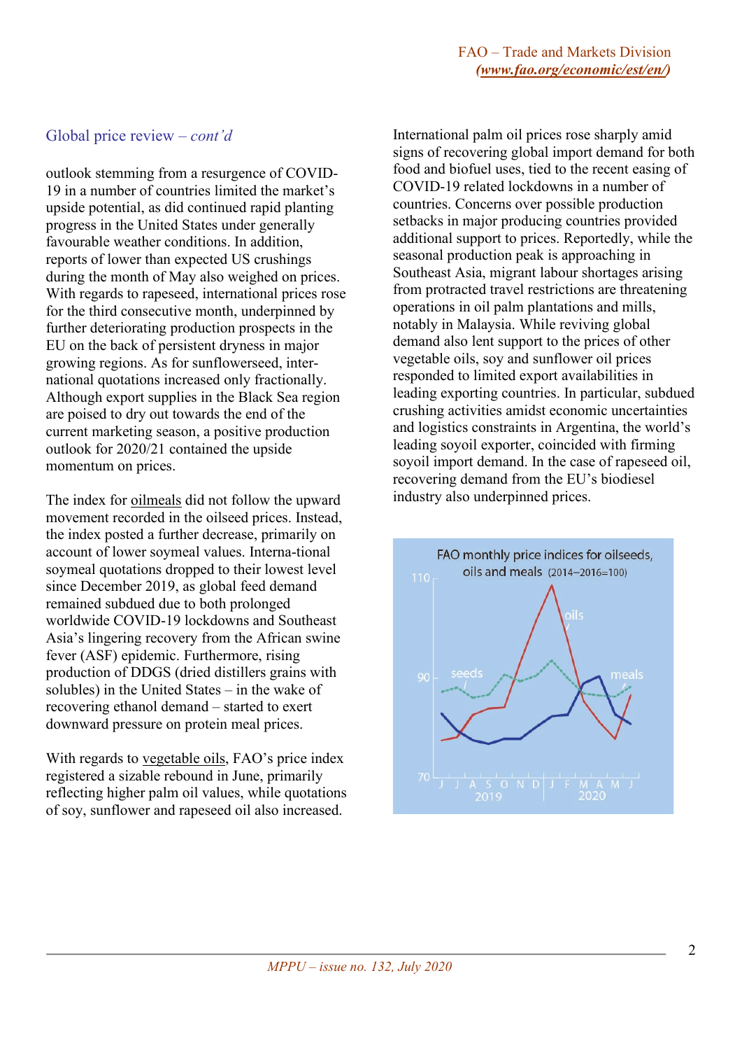## Global price review – *cont'd*

outlook stemming from a resurgence of COVID-19 in a number of countries limited the market's upside potential, as did continued rapid planting progress in the United States under generally favourable weather conditions. In addition, reports of lower than expected US crushings during the month of May also weighed on prices. With regards to rapeseed, international prices rose for the third consecutive month, underpinned by further deteriorating production prospects in the EU on the back of persistent dryness in major growing regions. As for sunflowerseed, international quotations increased only fractionally. Although export supplies in the Black Sea region are poised to dry out towards the end of the current marketing season, a positive production outlook for 2020/21 contained the upside momentum on prices.

The index for oilmeals did not follow the upward movement recorded in the oilseed prices. Instead, the index posted a further decrease, primarily on account of lower soymeal values. Interna-tional soymeal quotations dropped to their lowest level since December 2019, as global feed demand remained subdued due to both prolonged worldwide COVID-19 lockdowns and Southeast Asia's lingering recovery from the African swine fever (ASF) epidemic. Furthermore, rising production of DDGS (dried distillers grains with solubles) in the United States – in the wake of recovering ethanol demand – started to exert downward pressure on protein meal prices.

With regards to vegetable oils, FAO's price index registered a sizable rebound in June, primarily reflecting higher palm oil values, while quotations of soy, sunflower and rapeseed oil also increased.

International palm oil prices rose sharply amid signs of recovering global import demand for both food and biofuel uses, tied to the recent easing of COVID-19 related lockdowns in a number of countries. Concerns over possible production setbacks in major producing countries provided additional support to prices. Reportedly, while the seasonal production peak is approaching in Southeast Asia, migrant labour shortages arising from protracted travel restrictions are threatening operations in oil palm plantations and mills, notably in Malaysia. While reviving global demand also lent support to the prices of other vegetable oils, soy and sunflower oil prices responded to limited export availabilities in leading exporting countries. In particular, subdued crushing activities amidst economic uncertainties and logistics constraints in Argentina, the world's leading soyoil exporter, coincided with firming soyoil import demand. In the case of rapeseed oil, recovering demand from the EU's biodiesel industry also underpinned prices.

FAO monthly price indices for oilseeds, oils and meals (2014–2016=100)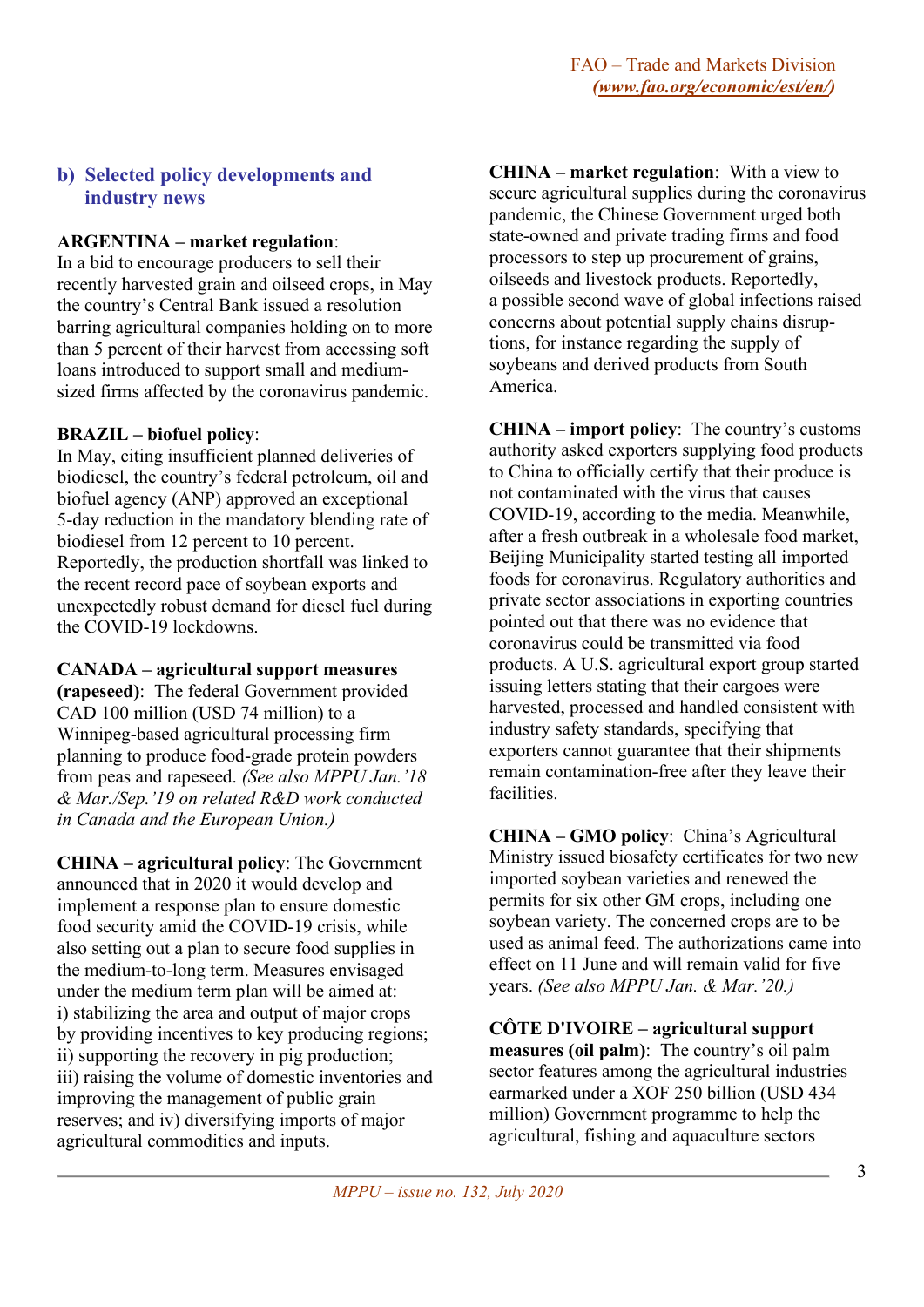## b) Selected policy developments and industry news

**ARGENTINA – market regulation**:
In a bid to encourage producers to sell their recently harvested grain and oilseed crops, in May the country's Central Bank issued a resolution barring agricultural companies holding on to more than 5 percent of their harvest from accessing soft loans introduced to support small and medium-sized firms affected by the coronavirus pandemic.

**BRAZIL – biofuel policy**:
In May, citing insufficient planned deliveries of biodiesel, the country's federal petroleum, oil and biofuel agency (ANP) approved an exceptional 5-day reduction in the mandatory blending rate of biodiesel from 12 percent to 10 percent. Reportedly, the production shortfall was linked to the recent record pace of soybean exports and unexpectedly robust demand for diesel fuel during the COVID-19 lockdowns.

**CANADA – agricultural support measures (rapeseed)**: The federal Government provided CAD 100 million (USD 74 million) to a Winnipeg-based agricultural processing firm planning to produce food-grade protein powders from peas and rapeseed. *(See also MPPU Jan.'18 & Mar./Sep.'19 on related R&D work conducted in Canada and the European Union.)*

**CHINA – agricultural policy**: The Government announced that in 2020 it would develop and implement a response plan to ensure domestic food security amid the COVID-19 crisis, while also setting out a plan to secure food supplies in the medium-to-long term. Measures envisaged under the medium term plan will be aimed at: i) stabilizing the area and output of major crops by providing incentives to key producing regions; ii) supporting the recovery in pig production; iii) raising the volume of domestic inventories and improving the management of public grain reserves; and iv) diversifying imports of major agricultural commodities and inputs.

**CHINA – market regulation**: With a view to secure agricultural supplies during the coronavirus pandemic, the Chinese Government urged both state-owned and private trading firms and food processors to step up procurement of grains, oilseeds and livestock products. Reportedly, a possible second wave of global infections raised concerns about potential supply chains disruptions, for instance regarding the supply of soybeans and derived products from South America.

**CHINA – import policy**: The country's customs authority asked exporters supplying food products to China to officially certify that their produce is not contaminated with the virus that causes COVID-19, according to the media. Meanwhile, after a fresh outbreak in a wholesale food market, Beijing Municipality started testing all imported foods for coronavirus. Regulatory authorities and private sector associations in exporting countries pointed out that there was no evidence that coronavirus could be transmitted via food products. A U.S. agricultural export group started issuing letters stating that their cargoes were harvested, processed and handled consistent with industry safety standards, specifying that exporters cannot guarantee that their shipments remain contamination-free after they leave their facilities.

**CHINA – GMO policy**: China's Agricultural Ministry issued biosafety certificates for two new imported soybean varieties and renewed the permits for six other GM crops, including one soybean variety. The concerned crops are to be used as animal feed. The authorizations came into effect on 11 June and will remain valid for five years. *(See also MPPU Jan. & Mar.'20.)*

**CÔTE D'IVOIRE – agricultural support measures (oil palm)**: The country's oil palm sector features among the agricultural industries earmarked under a XOF 250 billion (USD 434 million) Government programme to help the agricultural, fishing and aquaculture sectors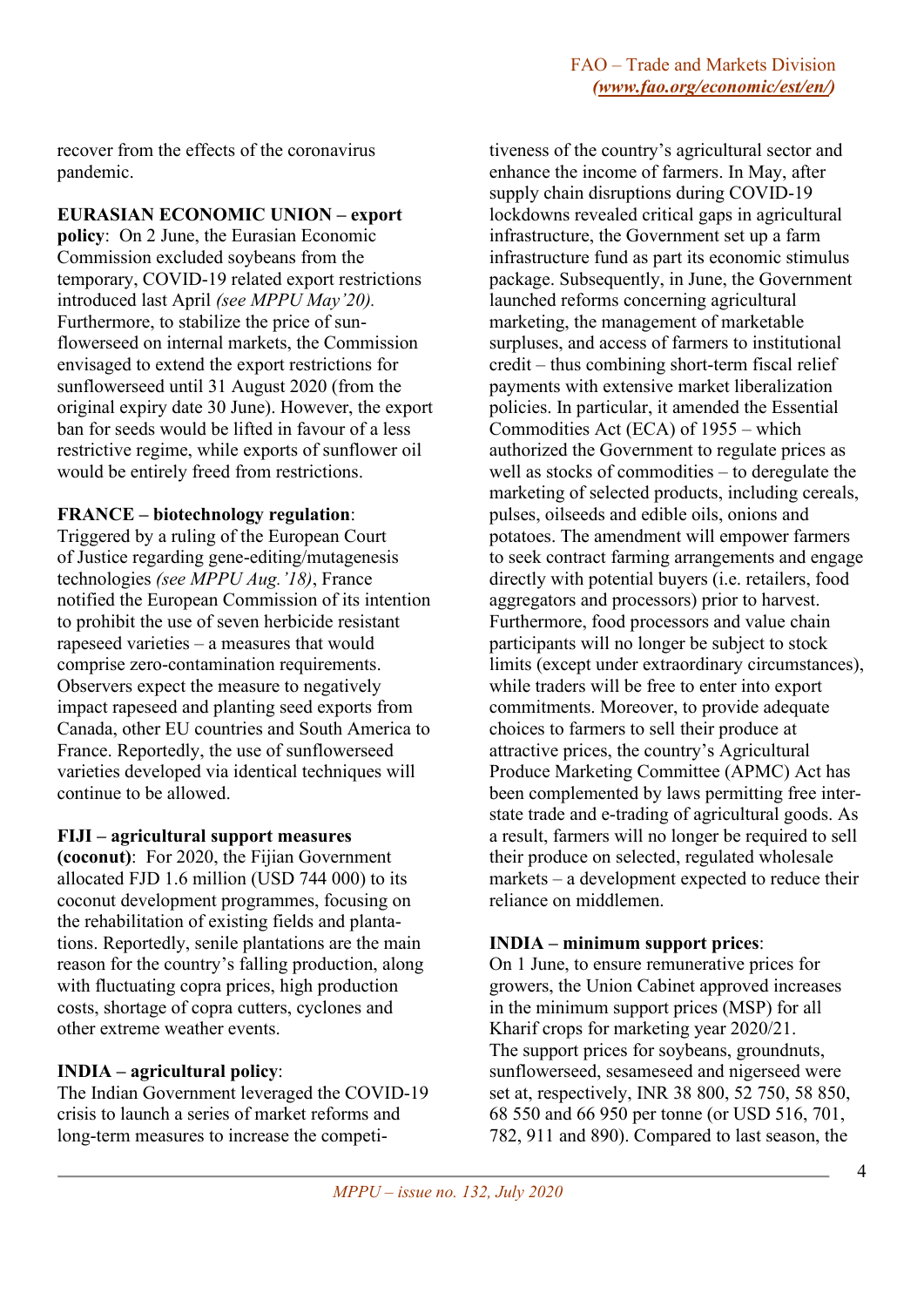recover from the effects of the coronavirus pandemic.

**EURASIAN ECONOMIC UNION – export policy**: On 2 June, the Eurasian Economic Commission excluded soybeans from the temporary, COVID-19 related export restrictions introduced last April *(see MPPU May'20)*. Furthermore, to stabilize the price of sunflowerseed on internal markets, the Commission envisaged to extend the export restrictions for sunflowerseed until 31 August 2020 (from the original expiry date 30 June). However, the export ban for seeds would be lifted in favour of a less restrictive regime, while exports of sunflower oil would be entirely freed from restrictions.

**FRANCE – biotechnology regulation**: Triggered by a ruling of the European Court of Justice regarding gene-editing/mutagenesis technologies *(see MPPU Aug.'18)*, France notified the European Commission of its intention to prohibit the use of seven herbicide resistant rapeseed varieties – a measures that would comprise zero-contamination requirements. Observers expect the measure to negatively impact rapeseed and planting seed exports from Canada, other EU countries and South America to France. Reportedly, the use of sunflowerseed varieties developed via identical techniques will continue to be allowed.

**FIJI – agricultural support measures (coconut)**: For 2020, the Fijian Government allocated FJD 1.6 million (USD 744 000) to its coconut development programmes, focusing on the rehabilitation of existing fields and plantations. Reportedly, senile plantations are the main reason for the country's falling production, along with fluctuating copra prices, high production costs, shortage of copra cutters, cyclones and other extreme weather events.

**INDIA – agricultural policy**: The Indian Government leveraged the COVID-19 crisis to launch a series of market reforms and long-term measures to increase the competitiveness of the country's agricultural sector and enhance the income of farmers. In May, after supply chain disruptions during COVID-19 lockdowns revealed critical gaps in agricultural infrastructure, the Government set up a farm infrastructure fund as part its economic stimulus package. Subsequently, in June, the Government launched reforms concerning agricultural marketing, the management of marketable surpluses, and access of farmers to institutional credit – thus combining short-term fiscal relief payments with extensive market liberalization policies. In particular, it amended the Essential Commodities Act (ECA) of 1955 – which authorized the Government to regulate prices as well as stocks of commodities – to deregulate the marketing of selected products, including cereals, pulses, oilseeds and edible oils, onions and potatoes. The amendment will empower farmers to seek contract farming arrangements and engage directly with potential buyers (i.e. retailers, food aggregators and processors) prior to harvest. Furthermore, food processors and value chain participants will no longer be subject to stock limits (except under extraordinary circumstances), while traders will be free to enter into export commitments. Moreover, to provide adequate choices to farmers to sell their produce at attractive prices, the country's Agricultural Produce Marketing Committee (APMC) Act has been complemented by laws permitting free inter-state trade and e-trading of agricultural goods. As a result, farmers will no longer be required to sell their produce on selected, regulated wholesale markets – a development expected to reduce their reliance on middlemen.

**INDIA – minimum support prices**: On 1 June, to ensure remunerative prices for growers, the Union Cabinet approved increases in the minimum support prices (MSP) for all Kharif crops for marketing year 2020/21. The support prices for soybeans, groundnuts, sunflowerseed, sesameseed and nigerseed were set at, respectively, INR 38 800, 52 750, 58 850, 68 550 and 66 950 per tonne (or USD 516, 701, 782, 911 and 890). Compared to last season, the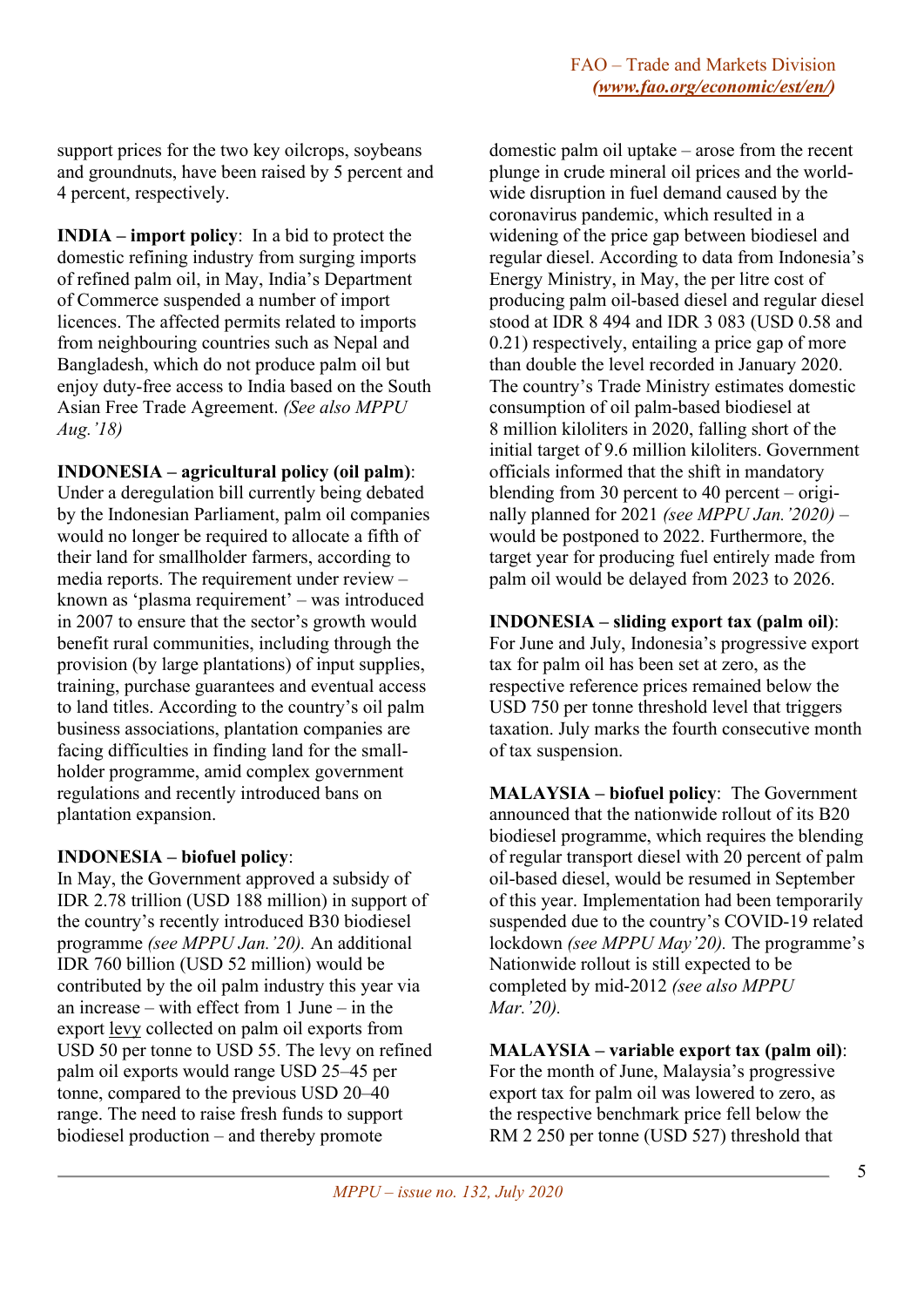support prices for the two key oilcrops, soybeans and groundnuts, have been raised by 5 percent and 4 percent, respectively.

**INDIA – import policy**: In a bid to protect the domestic refining industry from surging imports of refined palm oil, in May, India's Department of Commerce suspended a number of import licences. The affected permits related to imports from neighbouring countries such as Nepal and Bangladesh, which do not produce palm oil but enjoy duty-free access to India based on the South Asian Free Trade Agreement. *(See also MPPU Aug.'18)*

**INDONESIA – agricultural policy (oil palm)**: Under a deregulation bill currently being debated by the Indonesian Parliament, palm oil companies would no longer be required to allocate a fifth of their land for smallholder farmers, according to media reports. The requirement under review – known as 'plasma requirement' – was introduced in 2007 to ensure that the sector's growth would benefit rural communities, including through the provision (by large plantations) of input supplies, training, purchase guarantees and eventual access to land titles. According to the country's oil palm business associations, plantation companies are facing difficulties in finding land for the smallholder programme, amid complex government regulations and recently introduced bans on plantation expansion.

**INDONESIA – biofuel policy**:
In May, the Government approved a subsidy of IDR 2.78 trillion (USD 188 million) in support of the country's recently introduced B30 biodiesel programme *(see MPPU Jan.'20).* An additional IDR 760 billion (USD 52 million) would be contributed by the oil palm industry this year via an increase – with effect from 1 June – in the export levy collected on palm oil exports from USD 50 per tonne to USD 55. The levy on refined palm oil exports would range USD 25–45 per tonne, compared to the previous USD 20–40 range. The need to raise fresh funds to support biodiesel production – and thereby promote domestic palm oil uptake – arose from the recent plunge in crude mineral oil prices and the worldwide disruption in fuel demand caused by the coronavirus pandemic, which resulted in a widening of the price gap between biodiesel and regular diesel. According to data from Indonesia's Energy Ministry, in May, the per litre cost of producing palm oil-based diesel and regular diesel stood at IDR 8 494 and IDR 3 083 (USD 0.58 and 0.21) respectively, entailing a price gap of more than double the level recorded in January 2020. The country's Trade Ministry estimates domestic consumption of oil palm-based biodiesel at 8 million kiloliters in 2020, falling short of the initial target of 9.6 million kiloliters. Government officials informed that the shift in mandatory blending from 30 percent to 40 percent – originally planned for 2021 *(see MPPU Jan.'2020)* – would be postponed to 2022. Furthermore, the target year for producing fuel entirely made from palm oil would be delayed from 2023 to 2026.

**INDONESIA – sliding export tax (palm oil)**: For June and July, Indonesia's progressive export tax for palm oil has been set at zero, as the respective reference prices remained below the USD 750 per tonne threshold level that triggers taxation. July marks the fourth consecutive month of tax suspension.

**MALAYSIA – biofuel policy**: The Government announced that the nationwide rollout of its B20 biodiesel programme, which requires the blending of regular transport diesel with 20 percent of palm oil-based diesel, would be resumed in September of this year. Implementation had been temporarily suspended due to the country's COVID-19 related lockdown *(see MPPU May'20).* The programme's Nationwide rollout is still expected to be completed by mid-2012 *(see also MPPU Mar.'20).*

**MALAYSIA – variable export tax (palm oil)**: For the month of June, Malaysia's progressive export tax for palm oil was lowered to zero, as the respective benchmark price fell below the RM 2 250 per tonne (USD 527) threshold that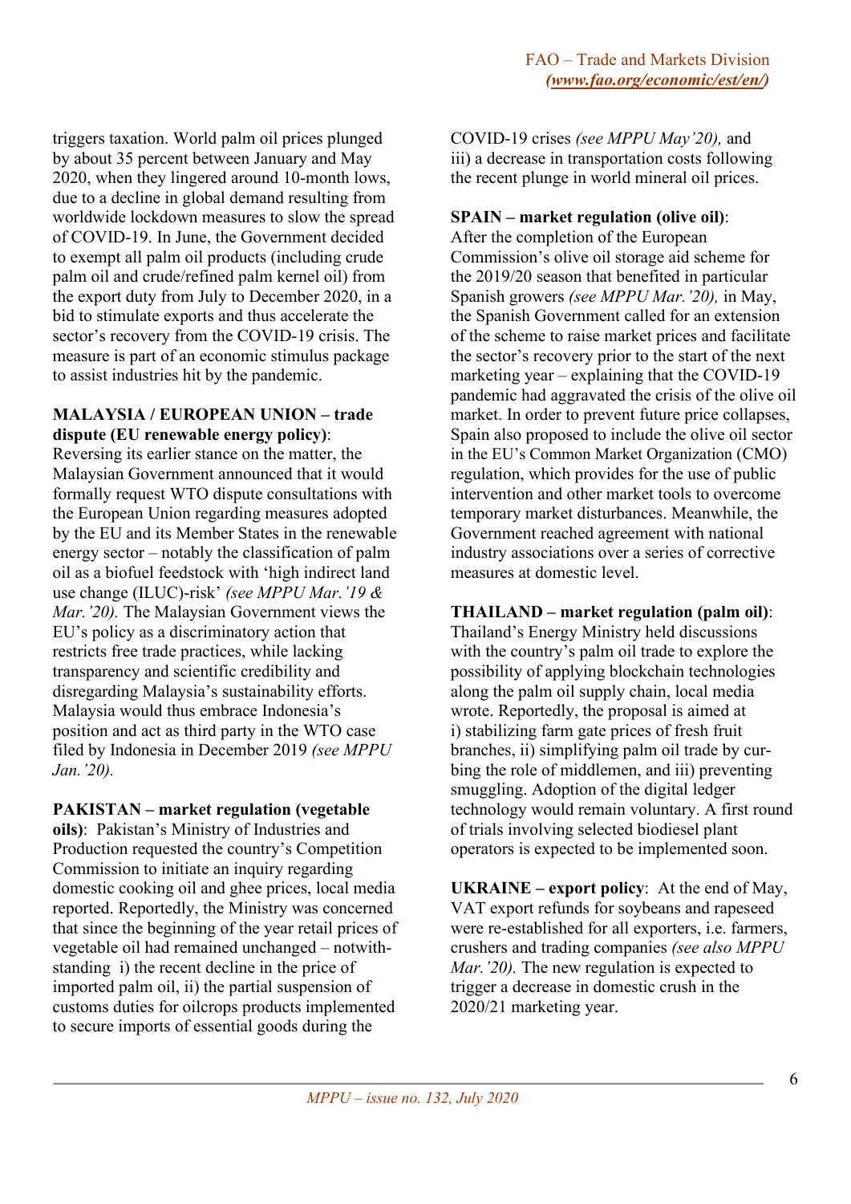triggers taxation. World palm oil prices plunged by about 35 percent between January and May 2020, when they lingered around 10-month lows, due to a decline in global demand resulting from worldwide lockdown measures to slow the spread of COVID-19. In June, the Government decided to exempt all palm oil products (including crude palm oil and crude/refined palm kernel oil) from the export duty from July to December 2020, in a bid to stimulate exports and thus accelerate the sector's recovery from the COVID-19 crisis. The measure is part of an economic stimulus package to assist industries hit by the pandemic.

**MALAYSIA / EUROPEAN UNION – trade dispute (EU renewable energy policy)**: Reversing its earlier stance on the matter, the Malaysian Government announced that it would formally request WTO dispute consultations with the European Union regarding measures adopted by the EU and its Member States in the renewable energy sector – notably the classification of palm oil as a biofuel feedstock with 'high indirect land use change (ILUC)-risk' *(see MPPU Mar.'19 & Mar.'20).* The Malaysian Government views the EU's policy as a discriminatory action that restricts free trade practices, while lacking transparency and scientific credibility and disregarding Malaysia's sustainability efforts. Malaysia would thus embrace Indonesia's position and act as third party in the WTO case filed by Indonesia in December 2019 *(see MPPU Jan.'20).*

**PAKISTAN – market regulation (vegetable oils)**: Pakistan's Ministry of Industries and Production requested the country's Competition Commission to initiate an inquiry regarding domestic cooking oil and ghee prices, local media reported. Reportedly, the Ministry was concerned that since the beginning of the year retail prices of vegetable oil had remained unchanged – notwithstanding i) the recent decline in the price of imported palm oil, ii) the partial suspension of customs duties for oilcrops products implemented to secure imports of essential goods during the COVID-19 crises *(see MPPU May'20),* and iii) a decrease in transportation costs following the recent plunge in world mineral oil prices.

**SPAIN – market regulation (olive oil)**: After the completion of the European Commission's olive oil storage aid scheme for the 2019/20 season that benefited in particular Spanish growers *(see MPPU Mar.'20),* in May, the Spanish Government called for an extension of the scheme to raise market prices and facilitate the sector's recovery prior to the start of the next marketing year – explaining that the COVID-19 pandemic had aggravated the crisis of the olive oil market. In order to prevent future price collapses, Spain also proposed to include the olive oil sector in the EU's Common Market Organization (CMO) regulation, which provides for the use of public intervention and other market tools to overcome temporary market disturbances. Meanwhile, the Government reached agreement with national industry associations over a series of corrective measures at domestic level.

**THAILAND – market regulation (palm oil)**: Thailand's Energy Ministry held discussions with the country's palm oil trade to explore the possibility of applying blockchain technologies along the palm oil supply chain, local media wrote. Reportedly, the proposal is aimed at i) stabilizing farm gate prices of fresh fruit branches, ii) simplifying palm oil trade by curbing the role of middlemen, and iii) preventing smuggling. Adoption of the digital ledger technology would remain voluntary. A first round of trials involving selected biodiesel plant operators is expected to be implemented soon.

**UKRAINE – export policy**: At the end of May, VAT export refunds for soybeans and rapeseed were re-established for all exporters, i.e. farmers, crushers and trading companies *(see also MPPU Mar.'20).* The new regulation is expected to trigger a decrease in domestic crush in the 2020/21 marketing year.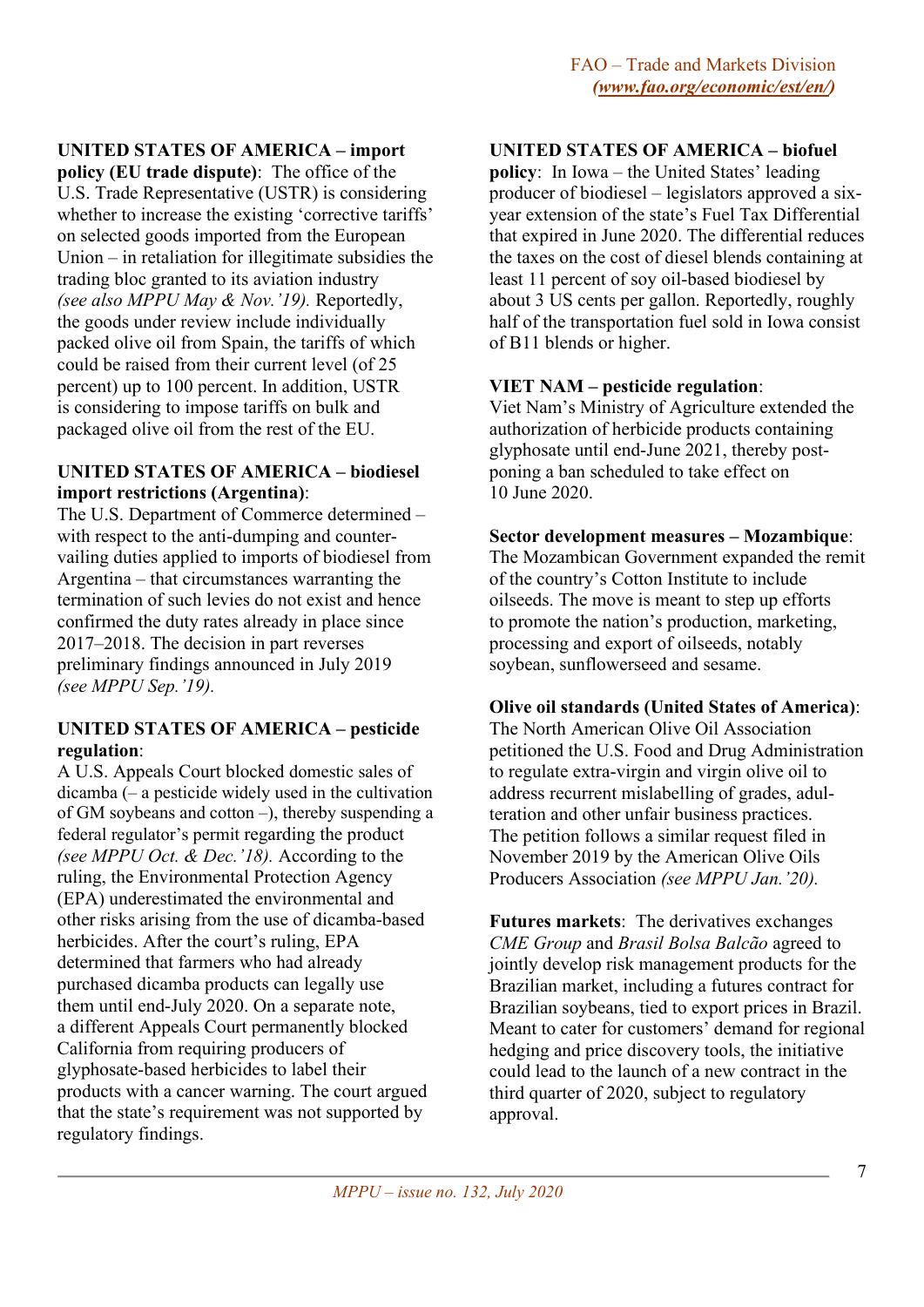**UNITED STATES OF AMERICA – import policy (EU trade dispute)**: The office of the U.S. Trade Representative (USTR) is considering whether to increase the existing 'corrective tariffs' on selected goods imported from the European Union – in retaliation for illegitimate subsidies the trading bloc granted to its aviation industry *(see also MPPU May & Nov.'19).* Reportedly, the goods under review include individually packed olive oil from Spain, the tariffs of which could be raised from their current level (of 25 percent) up to 100 percent. In addition, USTR is considering to impose tariffs on bulk and packaged olive oil from the rest of the EU.

**UNITED STATES OF AMERICA – biodiesel import restrictions (Argentina)**: The U.S. Department of Commerce determined – with respect to the anti-dumping and countervailing duties applied to imports of biodiesel from Argentina – that circumstances warranting the termination of such levies do not exist and hence confirmed the duty rates already in place since 2017–2018. The decision in part reverses preliminary findings announced in July 2019 *(see MPPU Sep.'19).*

**UNITED STATES OF AMERICA – pesticide regulation**: A U.S. Appeals Court blocked domestic sales of dicamba (– a pesticide widely used in the cultivation of GM soybeans and cotton –), thereby suspending a federal regulator's permit regarding the product *(see MPPU Oct. & Dec.'18).* According to the ruling, the Environmental Protection Agency (EPA) underestimated the environmental and other risks arising from the use of dicamba-based herbicides. After the court's ruling, EPA determined that farmers who had already purchased dicamba products can legally use them until end-July 2020. On a separate note, a different Appeals Court permanently blocked California from requiring producers of glyphosate-based herbicides to label their products with a cancer warning. The court argued that the state's requirement was not supported by regulatory findings.

**UNITED STATES OF AMERICA – biofuel policy**: In Iowa – the United States' leading producer of biodiesel – legislators approved a six-year extension of the state's Fuel Tax Differential that expired in June 2020. The differential reduces the taxes on the cost of diesel blends containing at least 11 percent of soy oil-based biodiesel by about 3 US cents per gallon. Reportedly, roughly half of the transportation fuel sold in Iowa consist of B11 blends or higher.

**VIET NAM – pesticide regulation**: Viet Nam's Ministry of Agriculture extended the authorization of herbicide products containing glyphosate until end-June 2021, thereby postponing a ban scheduled to take effect on 10 June 2020.

**Sector development measures – Mozambique**: The Mozambican Government expanded the remit of the country's Cotton Institute to include oilseeds. The move is meant to step up efforts to promote the nation's production, marketing, processing and export of oilseeds, notably soybean, sunflowerseed and sesame.

**Olive oil standards (United States of America)**: The North American Olive Oil Association petitioned the U.S. Food and Drug Administration to regulate extra-virgin and virgin olive oil to address recurrent mislabelling of grades, adulteration and other unfair business practices. The petition follows a similar request filed in November 2019 by the American Olive Oils Producers Association *(see MPPU Jan.'20).*

**Futures markets**: The derivatives exchanges *CME Group* and *Brasil Bolsa Balcão* agreed to jointly develop risk management products for the Brazilian market, including a futures contract for Brazilian soybeans, tied to export prices in Brazil. Meant to cater for customers' demand for regional hedging and price discovery tools, the initiative could lead to the launch of a new contract in the third quarter of 2020, subject to regulatory approval.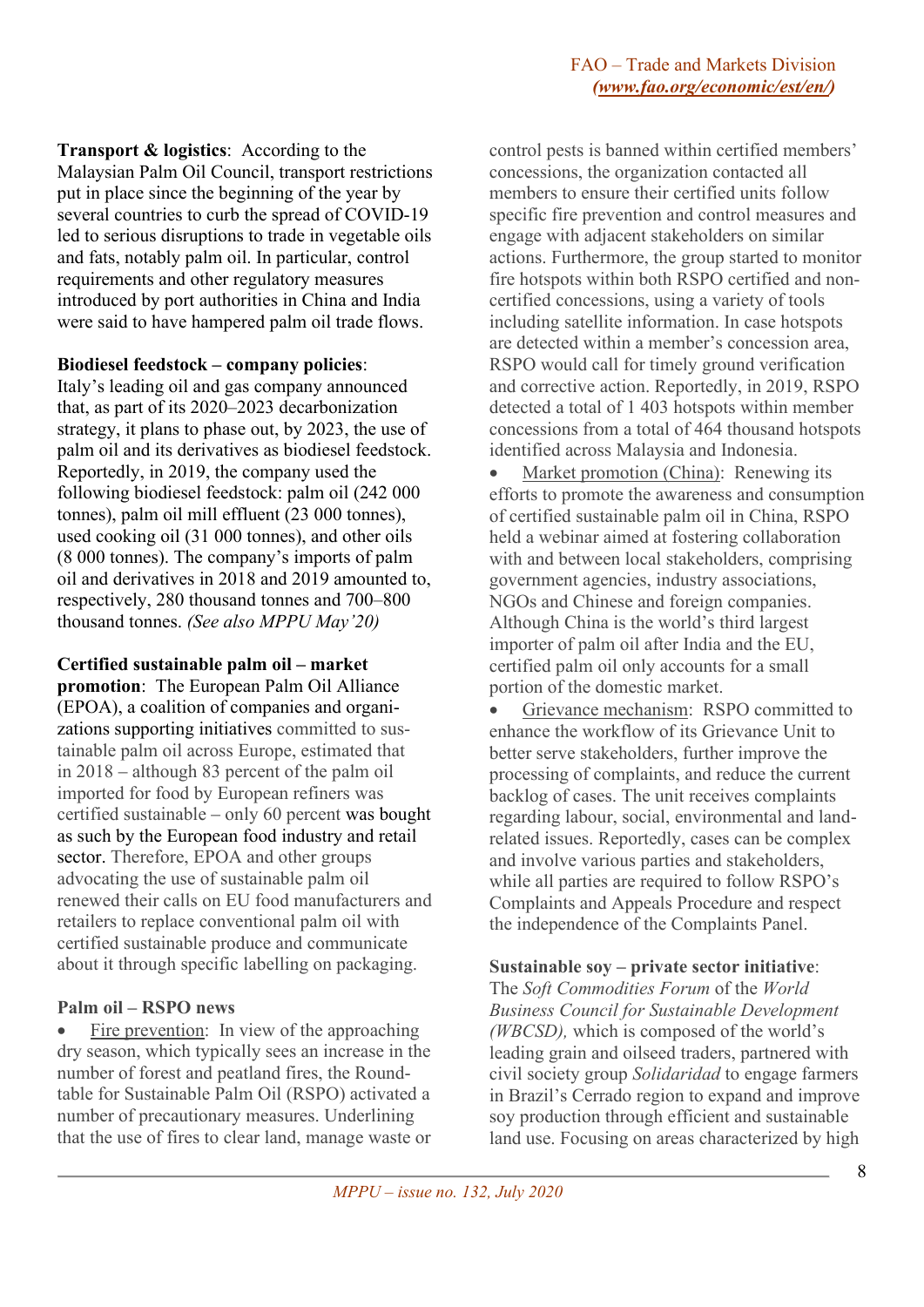**Transport & logistics**: According to the Malaysian Palm Oil Council, transport restrictions put in place since the beginning of the year by several countries to curb the spread of COVID-19 led to serious disruptions to trade in vegetable oils and fats, notably palm oil. In particular, control requirements and other regulatory measures introduced by port authorities in China and India were said to have hampered palm oil trade flows.

**Biodiesel feedstock – company policies**: Italy's leading oil and gas company announced that, as part of its 2020–2023 decarbonization strategy, it plans to phase out, by 2023, the use of palm oil and its derivatives as biodiesel feedstock. Reportedly, in 2019, the company used the following biodiesel feedstock: palm oil (242 000 tonnes), palm oil mill effluent (23 000 tonnes), used cooking oil (31 000 tonnes), and other oils (8 000 tonnes). The company's imports of palm oil and derivatives in 2018 and 2019 amounted to, respectively, 280 thousand tonnes and 700–800 thousand tonnes. *(See also MPPU May'20)*

**Certified sustainable palm oil – market promotion**: The European Palm Oil Alliance (EPOA), a coalition of companies and organizations supporting initiatives committed to sustainable palm oil across Europe, estimated that in 2018 – although 83 percent of the palm oil imported for food by European refiners was certified sustainable – only 60 percent was bought as such by the European food industry and retail sector. Therefore, EPOA and other groups advocating the use of sustainable palm oil renewed their calls on EU food manufacturers and retailers to replace conventional palm oil with certified sustainable produce and communicate about it through specific labelling on packaging.

**Palm oil – RSPO news**

- Fire prevention: In view of the approaching dry season, which typically sees an increase in the number of forest and peatland fires, the Roundtable for Sustainable Palm Oil (RSPO) activated a number of precautionary measures. Underlining that the use of fires to clear land, manage waste or control pests is banned within certified members' concessions, the organization contacted all members to ensure their certified units follow specific fire prevention and control measures and engage with adjacent stakeholders on similar actions. Furthermore, the group started to monitor fire hotspots within both RSPO certified and non-certified concessions, using a variety of tools including satellite information. In case hotspots are detected within a member's concession area, RSPO would call for timely ground verification and corrective action. Reportedly, in 2019, RSPO detected a total of 1 403 hotspots within member concessions from a total of 464 thousand hotspots identified across Malaysia and Indonesia.
- Market promotion (China): Renewing its efforts to promote the awareness and consumption of certified sustainable palm oil in China, RSPO held a webinar aimed at fostering collaboration with and between local stakeholders, comprising government agencies, industry associations, NGOs and Chinese and foreign companies. Although China is the world's third largest importer of palm oil after India and the EU, certified palm oil only accounts for a small portion of the domestic market.
- Grievance mechanism: RSPO committed to enhance the workflow of its Grievance Unit to better serve stakeholders, further improve the processing of complaints, and reduce the current backlog of cases. The unit receives complaints regarding labour, social, environmental and land-related issues. Reportedly, cases can be complex and involve various parties and stakeholders, while all parties are required to follow RSPO's Complaints and Appeals Procedure and respect the independence of the Complaints Panel.

**Sustainable soy – private sector initiative**: The *Soft Commodities Forum* of the *World Business Council for Sustainable Development (WBCSD),* which is composed of the world's leading grain and oilseed traders, partnered with civil society group *Solidaridad* to engage farmers in Brazil's Cerrado region to expand and improve soy production through efficient and sustainable land use. Focusing on areas characterized by high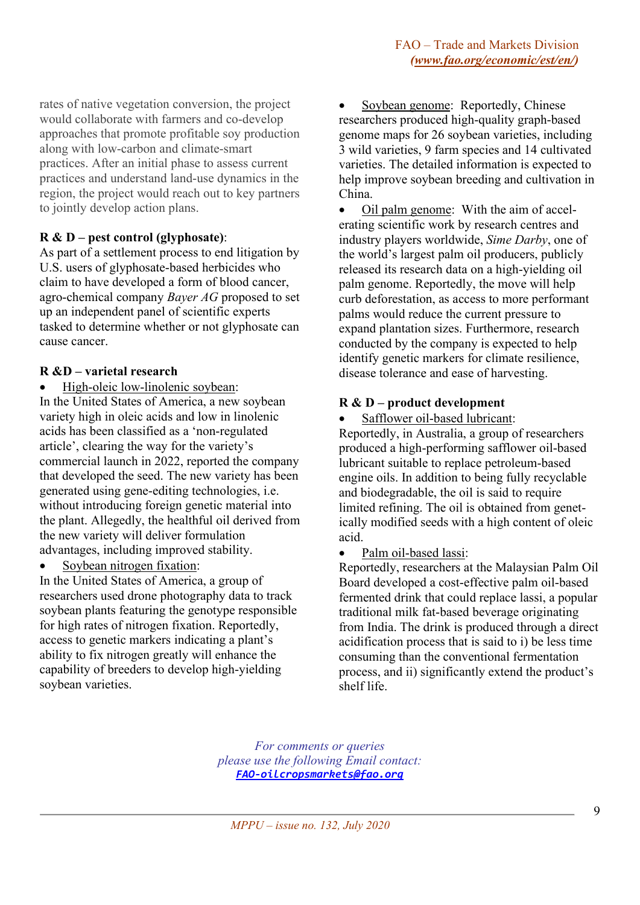rates of native vegetation conversion, the project would collaborate with farmers and co-develop approaches that promote profitable soy production along with low-carbon and climate-smart practices. After an initial phase to assess current practices and understand land-use dynamics in the region, the project would reach out to key partners to jointly develop action plans.

**R & D – pest control (glyphosate)**:
As part of a settlement process to end litigation by U.S. users of glyphosate-based herbicides who claim to have developed a form of blood cancer, agro-chemical company *Bayer AG* proposed to set up an independent panel of scientific experts tasked to determine whether or not glyphosate can cause cancer.

**R &D – varietal research**

- High-oleic low-linolenic soybean:

In the United States of America, a new soybean variety high in oleic acids and low in linolenic acids has been classified as a 'non-regulated article', clearing the way for the variety's commercial launch in 2022, reported the company that developed the seed. The new variety has been generated using gene-editing technologies, i.e. without introducing foreign genetic material into the plant. Allegedly, the healthful oil derived from the new variety will deliver formulation advantages, including improved stability.

- Soybean nitrogen fixation:

In the United States of America, a group of researchers used drone photography data to track soybean plants featuring the genotype responsible for high rates of nitrogen fixation. Reportedly, access to genetic markers indicating a plant's ability to fix nitrogen greatly will enhance the capability of breeders to develop high-yielding soybean varieties.

- Soybean genome: Reportedly, Chinese researchers produced high-quality graph-based genome maps for 26 soybean varieties, including 3 wild varieties, 9 farm species and 14 cultivated varieties. The detailed information is expected to help improve soybean breeding and cultivation in China.
- Oil palm genome: With the aim of accelerating scientific work by research centres and industry players worldwide, *Sime Darby*, one of the world's largest palm oil producers, publicly released its research data on a high-yielding oil palm genome. Reportedly, the move will help curb deforestation, as access to more performant palms would reduce the current pressure to expand plantation sizes. Furthermore, research conducted by the company is expected to help identify genetic markers for climate resilience, disease tolerance and ease of harvesting.

**R & D – product development**

- Safflower oil-based lubricant:

Reportedly, in Australia, a group of researchers produced a high-performing safflower oil-based lubricant suitable to replace petroleum-based engine oils. In addition to being fully recyclable and biodegradable, the oil is said to require limited refining. The oil is obtained from genetically modified seeds with a high content of oleic acid.

- Palm oil-based lassi:

Reportedly, researchers at the Malaysian Palm Oil Board developed a cost-effective palm oil-based fermented drink that could replace lassi, a popular traditional milk fat-based beverage originating from India. The drink is produced through a direct acidification process that is said to i) be less time consuming than the conventional fermentation process, and ii) significantly extend the product's shelf life.

*For comments or queries*
*please use the following Email contact:*
**FAO-oilcropsmarkets@fao.org**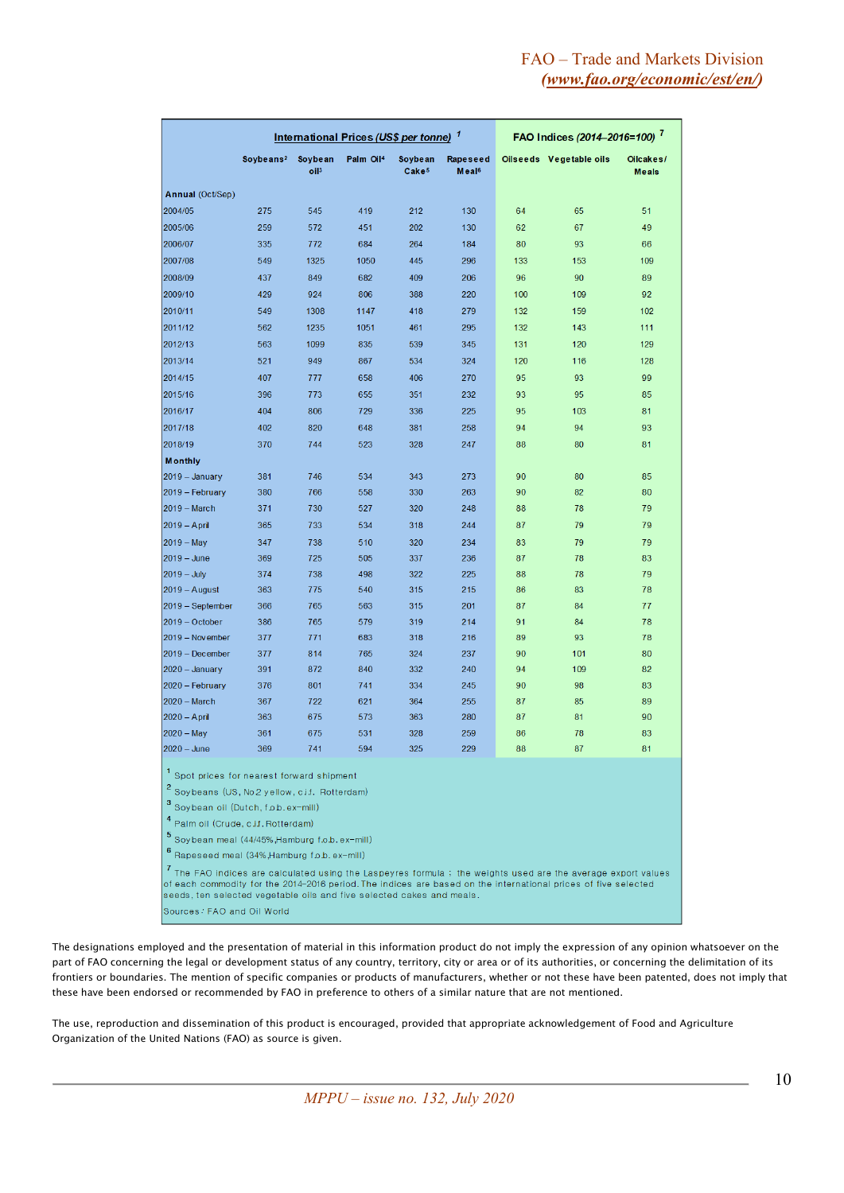| | International Prices (US$ per tonne) [1] | | | | | FAO Indices (2014–2016=100) [7] | | |
|---|---|---|---|---|---|---|---|---|
| | Soybeans[2] | Soybean oil[3] | Palm Oil[4] | Soybean Cake[5] | Rapeseed Meal[6] | Oilseeds | Vegetable oils | Oilcakes/ Meals |
| **Annual** (Oct/Sep) | | | | | | | | |
| 2004/05 | 275 | 545 | 419 | 212 | 130 | 64 | 65 | 51 |
| 2005/06 | 259 | 572 | 451 | 202 | 130 | 62 | 67 | 49 |
| 2006/07 | 335 | 772 | 684 | 264 | 184 | 80 | 93 | 66 |
| 2007/08 | 549 | 1325 | 1050 | 445 | 296 | 133 | 153 | 109 |
| 2008/09 | 437 | 849 | 682 | 409 | 206 | 96 | 90 | 89 |
| 2009/10 | 429 | 924 | 806 | 388 | 220 | 100 | 109 | 92 |
| 2010/11 | 549 | 1308 | 1147 | 418 | 279 | 132 | 159 | 102 |
| 2011/12 | 562 | 1235 | 1051 | 461 | 295 | 132 | 143 | 111 |
| 2012/13 | 563 | 1099 | 835 | 539 | 345 | 131 | 120 | 129 |
| 2013/14 | 521 | 949 | 867 | 534 | 324 | 120 | 116 | 128 |
| 2014/15 | 407 | 777 | 658 | 406 | 270 | 95 | 93 | 99 |
| 2015/16 | 396 | 773 | 655 | 351 | 232 | 93 | 95 | 85 |
| 2016/17 | 404 | 806 | 729 | 336 | 225 | 95 | 103 | 81 |
| 2017/18 | 402 | 820 | 648 | 381 | 258 | 94 | 94 | 93 |
| 2018/19 | 370 | 744 | 523 | 328 | 247 | 88 | 80 | 81 |
| **Monthly** | | | | | | | | |
| 2019 – January | 381 | 746 | 534 | 343 | 273 | 90 | 80 | 85 |
| 2019 – February | 380 | 766 | 558 | 330 | 263 | 90 | 82 | 80 |
| 2019 – March | 371 | 730 | 527 | 320 | 248 | 88 | 78 | 79 |
| 2019 – April | 365 | 733 | 534 | 318 | 244 | 87 | 79 | 79 |
| 2019 – May | 347 | 738 | 510 | 320 | 234 | 83 | 79 | 79 |
| 2019 – June | 369 | 725 | 505 | 337 | 236 | 87 | 78 | 83 |
| 2019 – July | 374 | 738 | 498 | 322 | 225 | 88 | 78 | 79 |
| 2019 – August | 363 | 775 | 540 | 315 | 215 | 86 | 83 | 78 |
| 2019 – September | 366 | 765 | 563 | 315 | 201 | 87 | 84 | 77 |
| 2019 – October | 386 | 765 | 579 | 319 | 214 | 91 | 84 | 78 |
| 2019 – November | 377 | 771 | 683 | 318 | 216 | 89 | 93 | 78 |
| 2019 – December | 377 | 814 | 765 | 324 | 237 | 90 | 101 | 80 |
| 2020 – January | 391 | 872 | 840 | 332 | 240 | 94 | 109 | 82 |
| 2020 – February | 376 | 801 | 741 | 334 | 245 | 90 | 98 | 83 |
| 2020 – March | 367 | 722 | 621 | 364 | 255 | 87 | 85 | 89 |
| 2020 – April | 363 | 675 | 573 | 363 | 280 | 87 | 81 | 90 |
| 2020 – May | 361 | 675 | 531 | 328 | 259 | 86 | 78 | 83 |
| 2020 – June | 369 | 741 | 594 | 325 | 229 | 88 | 87 | 81 |

[1] Spot prices for nearest forward shipment

[2] Soybeans (US, No.2 yellow, c.i.f. Rotterdam)

[3] Soybean oil (Dutch, f.o.b. ex-mill)

[4] Palm oil (Crude, c.i.f. Rotterdam)

[5] Soybean meal (44/45%, Hamburg f.o.b. ex-mill)

[6] Rapeseed meal (34%, Hamburg f.o.b. ex-mill)

[7] The FAO indices are calculated using the Laspeyres formula ; the weights used are the average export values of each commodity for the 2014-2016 period. The indices are based on the international prices of five selected seeds, ten selected vegetable oils and five selected cakes and meals.

Sources : FAO and Oil World

The designations employed and the presentation of material in this information product do not imply the expression of any opinion whatsoever on the part of FAO concerning the legal or development status of any country, territory, city or area or of its authorities, or concerning the delimitation of its frontiers or boundaries. The mention of specific companies or products of manufacturers, whether or not these have been patented, does not imply that these have been endorsed or recommended by FAO in preference to others of a similar nature that are not mentioned.

The use, reproduction and dissemination of this product is encouraged, provided that appropriate acknowledgement of Food and Agriculture Organization of the United Nations (FAO) as source is given.